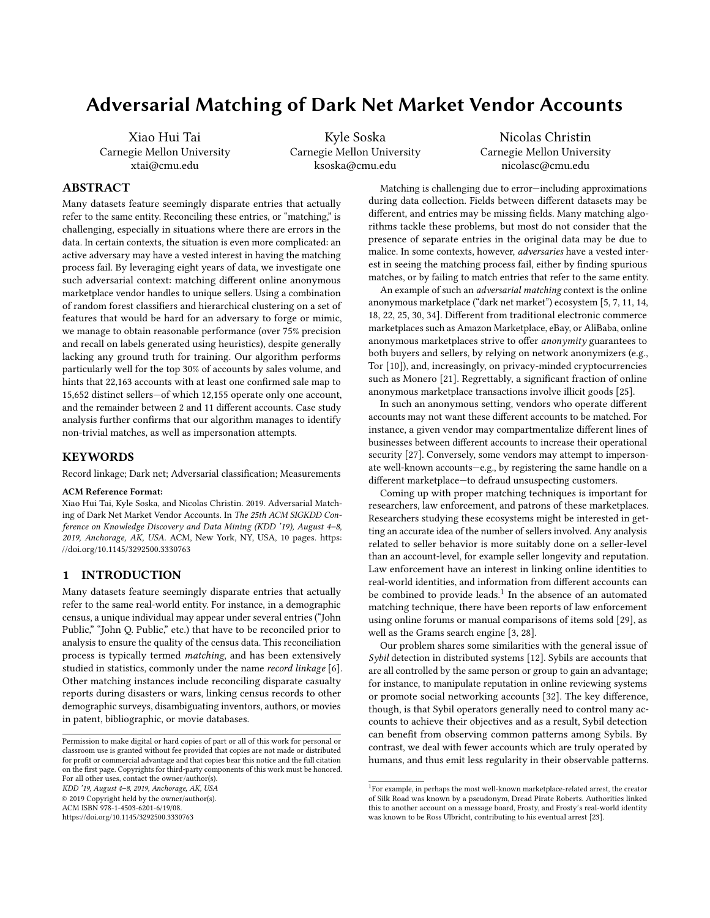# Adversarial Matching of Dark Net Market Vendor Accounts

Xiao Hui Tai
Carnegie Mellon University
xtai@cmu.edu

Kyle Soska
Carnegie Mellon University
ksoska@cmu.edu

Nicolas Christin
Carnegie Mellon University
nicolasc@cmu.edu

## ABSTRACT

Many datasets feature seemingly disparate entries that actually refer to the same entity. Reconciling these entries, or "matching," is challenging, especially in situations where there are errors in the data. In certain contexts, the situation is even more complicated: an active adversary may have a vested interest in having the matching process fail. By leveraging eight years of data, we investigate one such adversarial context: matching different online anonymous marketplace vendor handles to unique sellers. Using a combination of random forest classifiers and hierarchical clustering on a set of features that would be hard for an adversary to forge or mimic, we manage to obtain reasonable performance (over 75% precision and recall on labels generated using heuristics), despite generally lacking any ground truth for training. Our algorithm performs particularly well for the top 30% of accounts by sales volume, and hints that 22,163 accounts with at least one confirmed sale map to 15,652 distinct sellers—of which 12,155 operate only one account, and the remainder between 2 and 11 different accounts. Case study analysis further confirms that our algorithm manages to identify non-trivial matches, as well as impersonation attempts.

## KEYWORDS

Record linkage; Dark net; Adversarial classification; Measurements

**ACM Reference Format:**
Xiao Hui Tai, Kyle Soska, and Nicolas Christin. 2019. Adversarial Matching of Dark Net Market Vendor Accounts. In *The 25th ACM SIGKDD Conference on Knowledge Discovery and Data Mining (KDD '19), August 4–8, 2019, Anchorage, AK, USA.* ACM, New York, NY, USA, 10 pages. https://doi.org/10.1145/3292500.3330763

## 1 INTRODUCTION

Many datasets feature seemingly disparate entries that actually refer to the same real-world entity. For instance, in a demographic census, a unique individual may appear under several entries ("John Public," "John Q. Public," etc.) that have to be reconciled prior to analysis to ensure the quality of the census data. This reconciliation process is typically termed *matching*, and has been extensively studied in statistics, commonly under the name *record linkage* [6]. Other matching instances include reconciling disparate casualty reports during disasters or wars, linking census records to other demographic surveys, disambiguating inventors, authors, or movies in patent, bibliographic, or movie databases.

Matching is challenging due to error—including approximations during data collection. Fields between different datasets may be different, and entries may be missing fields. Many matching algorithms tackle these problems, but most do not consider that the presence of separate entries in the original data may be due to malice. In some contexts, however, *adversaries* have a vested interest in seeing the matching process fail, either by finding spurious matches, or by failing to match entries that refer to the same entity.

An example of such an *adversarial matching* context is the online anonymous marketplace ("dark net market") ecosystem [5, 7, 11, 14, 18, 22, 25, 30, 34]. Different from traditional electronic commerce marketplaces such as Amazon Marketplace, eBay, or AliBaba, online anonymous marketplaces strive to offer *anonymity* guarantees to both buyers and sellers, by relying on network anonymizers (e.g., Tor [10]), and, increasingly, on privacy-minded cryptocurrencies such as Monero [21]. Regrettably, a significant fraction of online anonymous marketplace transactions involve illicit goods [25].

In such an anonymous setting, vendors who operate different accounts may not want these different accounts to be matched. For instance, a given vendor may compartmentalize different lines of businesses between different accounts to increase their operational security [27]. Conversely, some vendors may attempt to impersonate well-known accounts—e.g., by registering the same handle on a different marketplace—to defraud unsuspecting customers.

Coming up with proper matching techniques is important for researchers, law enforcement, and patrons of these marketplaces. Researchers studying these ecosystems might be interested in getting an accurate idea of the number of sellers involved. Any analysis related to seller behavior is more suitably done on a seller-level than an account-level, for example seller longevity and reputation. Law enforcement have an interest in linking online identities to real-world identities, and information from different accounts can be combined to provide leads.[1] In the absence of an automated matching technique, there have been reports of law enforcement using online forums or manual comparisons of items sold [29], as well as the Grams search engine [3, 28].

Our problem shares some similarities with the general issue of *Sybil* detection in distributed systems [12]. Sybils are accounts that are all controlled by the same person or group to gain an advantage; for instance, to manipulate reputation in online reviewing systems or promote social networking accounts [32]. The key difference, though, is that Sybil operators generally need to control many accounts to achieve their objectives and as a result, Sybil detection can benefit from observing common patterns among Sybils. By contrast, we deal with fewer accounts which are truly operated by humans, and thus emit less regularity in their observable patterns.

---

Permission to make digital or hard copies of part or all of this work for personal or classroom use is granted without fee provided that copies are not made or distributed for profit or commercial advantage and that copies bear this notice and the full citation on the first page. Copyrights for third-party components of this work must be honored. For all other uses, contact the owner/author(s).
*KDD '19, August 4–8, 2019, Anchorage, AK, USA*
© 2019 Copyright held by the owner/author(s).
ACM ISBN 978-1-4503-6201-6/19/08.
https://doi.org/10.1145/3292500.3330763

[1] For example, in perhaps the most well-known marketplace-related arrest, the creator of Silk Road was known by a pseudonym, Dread Pirate Roberts. Authorities linked this to another account on a message board, Frosty, and Frosty's real-world identity was known to be Ross Ulbricht, contributing to his eventual arrest [23].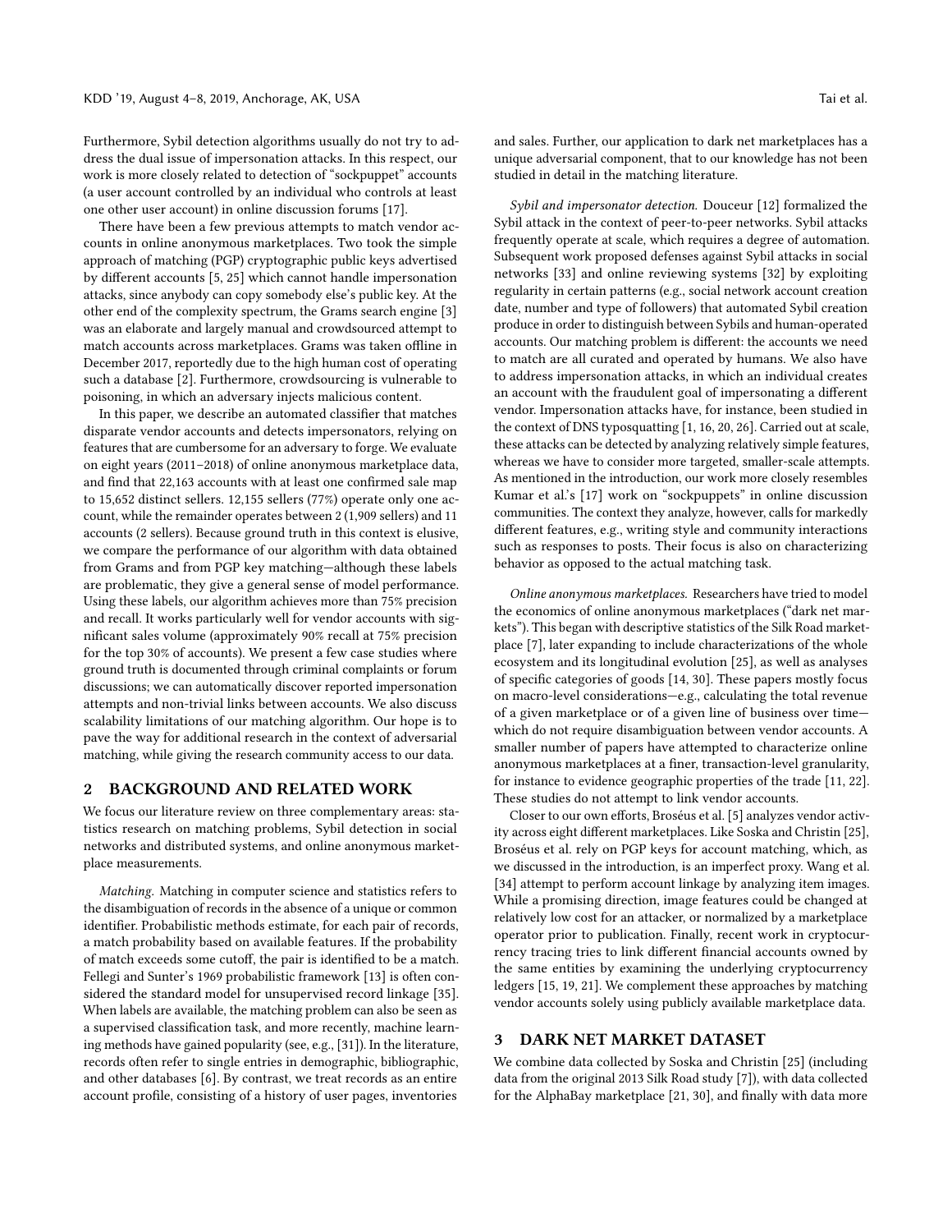Furthermore, Sybil detection algorithms usually do not try to address the dual issue of impersonation attacks. In this respect, our work is more closely related to detection of "sockpuppet" accounts (a user account controlled by an individual who controls at least one other user account) in online discussion forums [17].

There have been a few previous attempts to match vendor accounts in online anonymous marketplaces. Two took the simple approach of matching (PGP) cryptographic public keys advertised by different accounts [5, 25] which cannot handle impersonation attacks, since anybody can copy somebody else's public key. At the other end of the complexity spectrum, the Grams search engine [3] was an elaborate and largely manual and crowdsourced attempt to match accounts across marketplaces. Grams was taken offline in December 2017, reportedly due to the high human cost of operating such a database [2]. Furthermore, crowdsourcing is vulnerable to poisoning, in which an adversary injects malicious content.

In this paper, we describe an automated classifier that matches disparate vendor accounts and detects impersonators, relying on features that are cumbersome for an adversary to forge. We evaluate on eight years (2011–2018) of online anonymous marketplace data, and find that 22,163 accounts with at least one confirmed sale map to 15,652 distinct sellers. 12,155 sellers (77%) operate only one account, while the remainder operates between 2 (1,909 sellers) and 11 accounts (2 sellers). Because ground truth in this context is elusive, we compare the performance of our algorithm with data obtained from Grams and from PGP key matching—although these labels are problematic, they give a general sense of model performance. Using these labels, our algorithm achieves more than 75% precision and recall. It works particularly well for vendor accounts with significant sales volume (approximately 90% recall at 75% precision for the top 30% of accounts). We present a few case studies where ground truth is documented through criminal complaints or forum discussions; we can automatically discover reported impersonation attempts and non-trivial links between accounts. We also discuss scalability limitations of our matching algorithm. Our hope is to pave the way for additional research in the context of adversarial matching, while giving the research community access to our data.

## 2 BACKGROUND AND RELATED WORK

We focus our literature review on three complementary areas: statistics research on matching problems, Sybil detection in social networks and distributed systems, and online anonymous marketplace measurements.

*Matching.* Matching in computer science and statistics refers to the disambiguation of records in the absence of a unique or common identifier. Probabilistic methods estimate, for each pair of records, a match probability based on available features. If the probability of match exceeds some cutoff, the pair is identified to be a match. Fellegi and Sunter's 1969 probabilistic framework [13] is often considered the standard model for unsupervised record linkage [35]. When labels are available, the matching problem can also be seen as a supervised classification task, and more recently, machine learning methods have gained popularity (see, e.g., [31]). In the literature, records often refer to single entries in demographic, bibliographic, and other databases [6]. By contrast, we treat records as an entire account profile, consisting of a history of user pages, inventories and sales. Further, our application to dark net marketplaces has a unique adversarial component, that to our knowledge has not been studied in detail in the matching literature.

*Sybil and impersonator detection.* Douceur [12] formalized the Sybil attack in the context of peer-to-peer networks. Sybil attacks frequently operate at scale, which requires a degree of automation. Subsequent work proposed defenses against Sybil attacks in social networks [33] and online reviewing systems [32] by exploiting regularity in certain patterns (e.g., social network account creation date, number and type of followers) that automated Sybil creation produce in order to distinguish between Sybils and human-operated accounts. Our matching problem is different: the accounts we need to match are all curated and operated by humans. We also have to address impersonation attacks, in which an individual creates an account with the fraudulent goal of impersonating a different vendor. Impersonation attacks have, for instance, been studied in the context of DNS typosquatting [1, 16, 20, 26]. Carried out at scale, these attacks can be detected by analyzing relatively simple features, whereas we have to consider more targeted, smaller-scale attempts. As mentioned in the introduction, our work more closely resembles Kumar et al.'s [17] work on "sockpuppets" in online discussion communities. The context they analyze, however, calls for markedly different features, e.g., writing style and community interactions such as responses to posts. Their focus is also on characterizing behavior as opposed to the actual matching task.

*Online anonymous marketplaces.* Researchers have tried to model the economics of online anonymous marketplaces ("dark net markets"). This began with descriptive statistics of the Silk Road marketplace [7], later expanding to include characterizations of the whole ecosystem and its longitudinal evolution [25], as well as analyses of specific categories of goods [14, 30]. These papers mostly focus on macro-level considerations—e.g., calculating the total revenue of a given marketplace or of a given line of business over time—which do not require disambiguation between vendor accounts. A smaller number of papers have attempted to characterize online anonymous marketplaces at a finer, transaction-level granularity, for instance to evidence geographic properties of the trade [11, 22]. These studies do not attempt to link vendor accounts.

Closer to our own efforts, Broséus et al. [5] analyzes vendor activity across eight different marketplaces. Like Soska and Christin [25], Broséus et al. rely on PGP keys for account matching, which, as we discussed in the introduction, is an imperfect proxy. Wang et al. [34] attempt to perform account linkage by analyzing item images. While a promising direction, image features could be changed at relatively low cost for an attacker, or normalized by a marketplace operator prior to publication. Finally, recent work in cryptocurrency tracing tries to link different financial accounts owned by the same entities by examining the underlying cryptocurrency ledgers [15, 19, 21]. We complement these approaches by matching vendor accounts solely using publicly available marketplace data.

## 3 DARK NET MARKET DATASET

We combine data collected by Soska and Christin [25] (including data from the original 2013 Silk Road study [7]), with data collected for the AlphaBay marketplace [21, 30], and finally with data more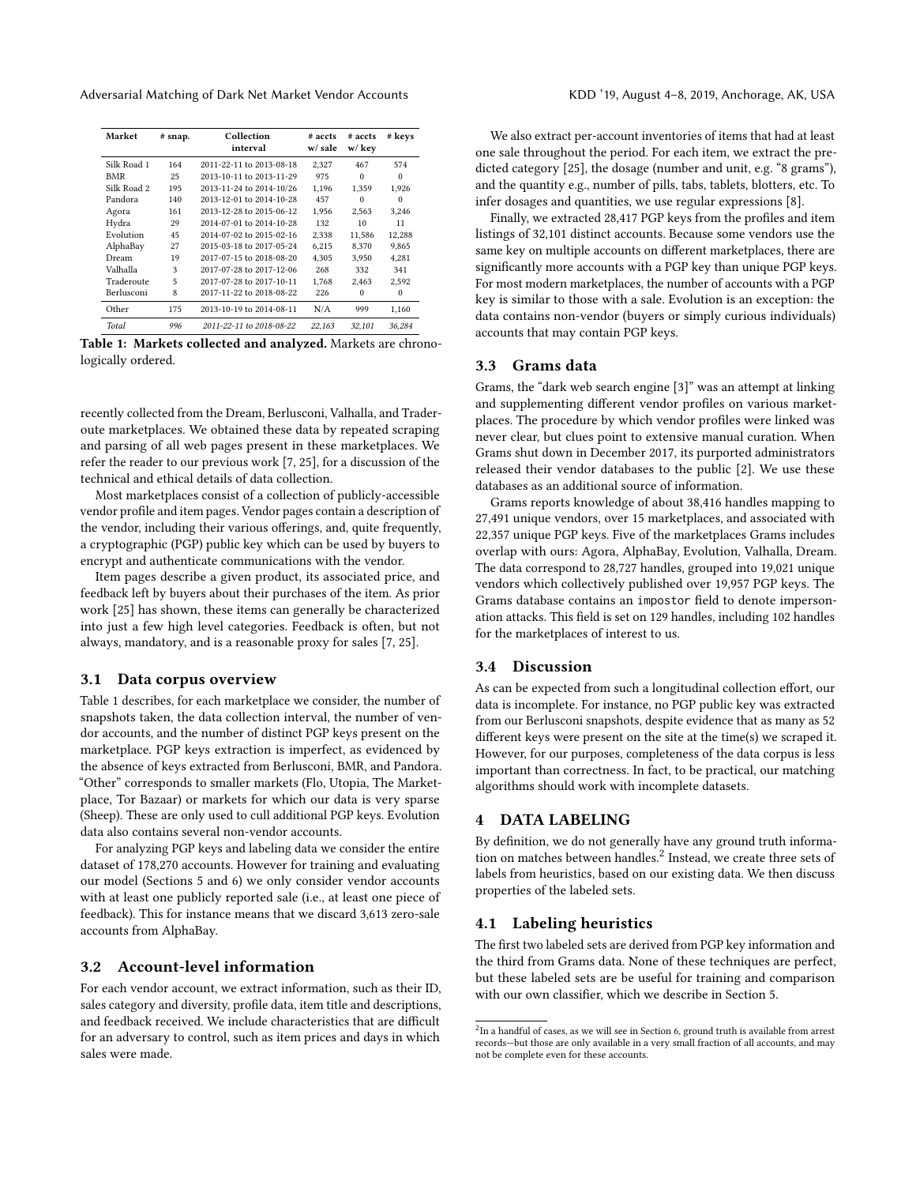| Market | # snap. | Collection interval | # accts w/ sale | # accts w/ key | # keys |
|---|---|---|---|---|---|
| Silk Road 1 | 164 | 2011-22-11 to 2013-08-18 | 2,327 | 467 | 574 |
| BMR | 25 | 2013-10-11 to 2013-11-29 | 975 | 0 | 0 |
| Silk Road 2 | 195 | 2013-11-24 to 2014-10/26 | 1,196 | 1,359 | 1,926 |
| Pandora | 140 | 2013-12-01 to 2014-10-28 | 457 | 0 | 0 |
| Agora | 161 | 2013-12-28 to 2015-06-12 | 1,956 | 2,563 | 3,246 |
| Hydra | 29 | 2014-07-01 to 2014-10-28 | 132 | 10 | 11 |
| Evolution | 45 | 2014-07-02 to 2015-02-16 | 2,338 | 11,586 | 12,288 |
| AlphaBay | 27 | 2015-03-18 to 2017-05-24 | 6,215 | 8,370 | 9,865 |
| Dream | 19 | 2017-07-15 to 2018-08-20 | 4,305 | 3,950 | 4,281 |
| Valhalla | 3 | 2017-07-28 to 2017-12-06 | 268 | 332 | 341 |
| Traderoute | 5 | 2017-07-28 to 2017-10-11 | 1,768 | 2,463 | 2,592 |
| Berlusconi | 8 | 2017-11-22 to 2018-08-22 | 226 | 0 | 0 |
| Other | 175 | 2013-10-19 to 2014-08-11 | N/A | 999 | 1,160 |
| *Total* | *996* | *2011-22-11 to 2018-08-22* | *22,163* | *32,101* | *36,284* |

**Table 1: Markets collected and analyzed.** Markets are chronologically ordered.

recently collected from the Dream, Berlusconi, Valhalla, and Traderoute marketplaces. We obtained these data by repeated scraping and parsing of all web pages present in these marketplaces. We refer the reader to our previous work [7, 25], for a discussion of the technical and ethical details of data collection.

Most marketplaces consist of a collection of publicly-accessible vendor profile and item pages. Vendor pages contain a description of the vendor, including their various offerings, and, quite frequently, a cryptographic (PGP) public key which can be used by buyers to encrypt and authenticate communications with the vendor.

Item pages describe a given product, its associated price, and feedback left by buyers about their purchases of the item. As prior work [25] has shown, these items can generally be characterized into just a few high level categories. Feedback is often, but not always, mandatory, and is a reasonable proxy for sales [7, 25].

### 3.1 Data corpus overview

Table 1 describes, for each marketplace we consider, the number of snapshots taken, the data collection interval, the number of vendor accounts, and the number of distinct PGP keys present on the marketplace. PGP keys extraction is imperfect, as evidenced by the absence of keys extracted from Berlusconi, BMR, and Pandora. "Other" corresponds to smaller markets (Flo, Utopia, The Marketplace, Tor Bazaar) or markets for which our data is very sparse (Sheep). These are only used to cull additional PGP keys. Evolution data also contains several non-vendor accounts.

For analyzing PGP keys and labeling data we consider the entire dataset of 178,270 accounts. However for training and evaluating our model (Sections 5 and 6) we only consider vendor accounts with at least one publicly reported sale (i.e., at least one piece of feedback). This for instance means that we discard 3,613 zero-sale accounts from AlphaBay.

### 3.2 Account-level information

For each vendor account, we extract information, such as their ID, sales category and diversity, profile data, item title and descriptions, and feedback received. We include characteristics that are difficult for an adversary to control, such as item prices and days in which sales were made.

We also extract per-account inventories of items that had at least one sale throughout the period. For each item, we extract the predicted category [25], the dosage (number and unit, e.g. "8 grams"), and the quantity e.g., number of pills, tabs, tablets, blotters, etc. To infer dosages and quantities, we use regular expressions [8].

Finally, we extracted 28,417 PGP keys from the profiles and item listings of 32,101 distinct accounts. Because some vendors use the same key on multiple accounts on different marketplaces, there are significantly more accounts with a PGP key than unique PGP keys. For most modern marketplaces, the number of accounts with a PGP key is similar to those with a sale. Evolution is an exception: the data contains non-vendor (buyers or simply curious individuals) accounts that may contain PGP keys.

### 3.3 Grams data

Grams, the "dark web search engine [3]" was an attempt at linking and supplementing different vendor profiles on various marketplaces. The procedure by which vendor profiles were linked was never clear, but clues point to extensive manual curation. When Grams shut down in December 2017, its purported administrators released their vendor databases to the public [2]. We use these databases as an additional source of information.

Grams reports knowledge of about 38,416 handles mapping to 27,491 unique vendors, over 15 marketplaces, and associated with 22,357 unique PGP keys. Five of the marketplaces Grams includes overlap with ours: Agora, AlphaBay, Evolution, Valhalla, Dream. The data correspond to 28,727 handles, grouped into 19,021 unique vendors which collectively published over 19,957 PGP keys. The Grams database contains an `impostor` field to denote impersonation attacks. This field is set on 129 handles, including 102 handles for the marketplaces of interest to us.

### 3.4 Discussion

As can be expected from such a longitudinal collection effort, our data is incomplete. For instance, no PGP public key was extracted from our Berlusconi snapshots, despite evidence that as many as 52 different keys were present on the site at the time(s) we scraped it. However, for our purposes, completeness of the data corpus is less important than correctness. In fact, to be practical, our matching algorithms should work with incomplete datasets.

## 4 DATA LABELING

By definition, we do not generally have any ground truth information on matches between handles.[2] Instead, we create three sets of labels from heuristics, based on our existing data. We then discuss properties of the labeled sets.

### 4.1 Labeling heuristics

The first two labeled sets are derived from PGP key information and the third from Grams data. None of these techniques are perfect, but these labeled sets are be useful for training and comparison with our own classifier, which we describe in Section 5.

[2] In a handful of cases, as we will see in Section 6, ground truth is available from arrest records—but those are only available in a very small fraction of all accounts, and may not be complete even for these accounts.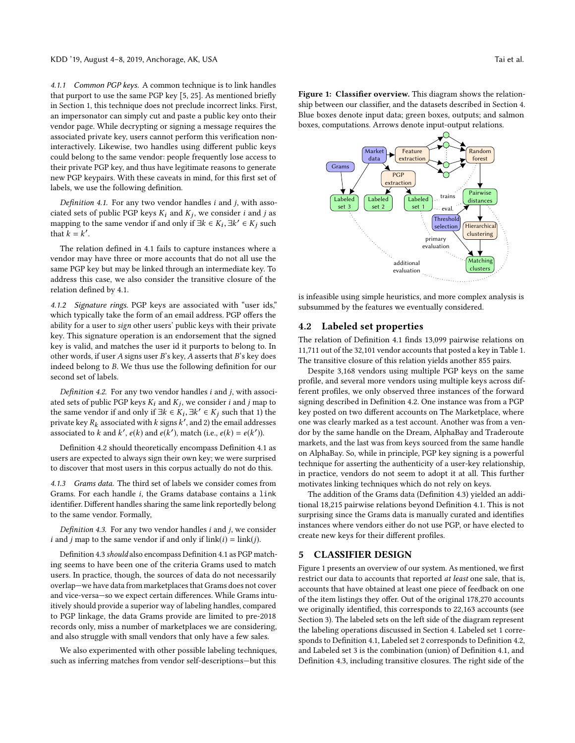#### 4.1.1 *Common PGP keys.*

A common technique is to link handles that purport to use the same PGP key [5, 25]. As mentioned briefly in Section 1, this technique does not preclude incorrect links. First, an impersonator can simply cut and paste a public key onto their vendor page. While decrypting or signing a message requires the associated private key, users cannot perform this verification non-interactively. Likewise, two handles using different public keys could belong to the same vendor: people frequently lose access to their private PGP key, and thus have legitimate reasons to generate new PGP keypairs. With these caveats in mind, for this first set of labels, we use the following definition.

*Definition 4.1.* For any two vendor handles $i$ and $j$, with associated sets of public PGP keys $K_i$ and $K_j$, we consider $i$ and $j$ as mapping to the same vendor if and only if $\exists k \in K_i, \exists k' \in K_j$ such that $k = k'$.

The relation defined in 4.1 fails to capture instances where a vendor may have three or more accounts that do not all use the same PGP key but may be linked through an intermediate key. To address this case, we also consider the transitive closure of the relation defined by 4.1.

#### 4.1.2 *Signature rings.*

PGP keys are associated with "user ids," which typically take the form of an email address. PGP offers the ability for a user to *sign* other users' public keys with their private key. This signature operation is an endorsement that the signed key is valid, and matches the user id it purports to belong to. In other words, if user $A$ signs user $B$'s key, $A$ asserts that $B$'s key does indeed belong to $B$. We thus use the following definition for our second set of labels.

*Definition 4.2.* For any two vendor handles $i$ and $j$, with associated sets of public PGP keys $K_i$ and $K_j$, we consider $i$ and $j$ map to the same vendor if and only if $\exists k \in K_i, \exists k' \in K_j$ such that 1) the private key $R_k$ associated with $k$ signs $k'$, and 2) the email addresses associated to $k$ and $k'$, $e(k)$ and $e(k')$, match (i.e., $e(k) = e(k')$).

Definition 4.2 should theoretically encompass Definition 4.1 as users are expected to always sign their own key; we were surprised to discover that most users in this corpus actually do not do this.

#### 4.1.3 *Grams data.*

The third set of labels we consider comes from Grams. For each handle $i$, the Grams database contains a `link` identifier. Different handles sharing the same link reportedly belong to the same vendor. Formally,

*Definition 4.3.* For any two vendor handles $i$ and $j$, we consider $i$ and $j$ map to the same vendor if and only if $\text{link}(i) = \text{link}(j)$.

Definition 4.3 *should* also encompass Definition 4.1 as PGP matching seems to have been one of the criteria Grams used to match users. In practice, though, the sources of data do not necessarily overlap—we have data from marketplaces that Grams does not cover and vice-versa—so we expect certain differences. While Grams intuitively should provide a superior way of labeling handles, compared to PGP linkage, the data Grams provide are limited to pre-2018 records only, miss a number of marketplaces we are considering, and also struggle with small vendors that only have a few sales.

We also experimented with other possible labeling techniques, such as inferring matches from vendor self-descriptions—but this is infeasible using simple heuristics, and more complex analysis is subsummed by the features we eventually considered.

**Figure 1: Classifier overview.** This diagram shows the relationship between our classifier, and the datasets described in Section 4. Blue boxes denote input data; green boxes, outputs; and salmon boxes, computations. Arrows denote input-output relations.

Market data
Feature extraction
Random forest
Grams
PGP extraction
Labeled set 3
Labeled set 2
Labeled set 1
trains
eval.
Pairwise distances
Threshold selection
Hierarchical clustering
primary evaluation
additional evaluation
Matching clusters

## 4.2 Labeled set properties

The relation of Definition 4.1 finds 13,099 pairwise relations on 11,711 out of the 32,101 vendor accounts that posted a key in Table 1. The transitive closure of this relation yields another 855 pairs.

Despite 3,168 vendors using multiple PGP keys on the same profile, and several more vendors using multiple keys across different profiles, we only observed three instances of the forward signing described in Definition 4.2. One instance was from a PGP key posted on two different accounts on The Marketplace, where one was clearly marked as a test account. Another was from a vendor by the same handle on the Dream, AlphaBay and Traderoute markets, and the last was from keys sourced from the same handle on AlphaBay. So, while in principle, PGP key signing is a powerful technique for asserting the authenticity of a user-key relationship, in practice, vendors do not seem to adopt it at all. This further motivates linking techniques which do not rely on keys.

The addition of the Grams data (Definition 4.3) yielded an additional 18,215 pairwise relations beyond Definition 4.1. This is not surprising since the Grams data is manually curated and identifies instances where vendors either do not use PGP, or have elected to create new keys for their different profiles.

# 5 CLASSIFIER DESIGN

Figure 1 presents an overview of our system. As mentioned, we first restrict our data to accounts that reported *at least* one sale, that is, accounts that have obtained at least one piece of feedback on one of the item listings they offer. Out of the original 178,270 accounts we originally identified, this corresponds to 22,163 accounts (see Section 3). The labeled sets on the left side of the diagram represent the labeling operations discussed in Section 4. Labeled set 1 corresponds to Definition 4.1, Labeled set 2 corresponds to Definition 4.2, and Labeled set 3 is the combination (union) of Definition 4.1, and Definition 4.3, including transitive closures. The right side of the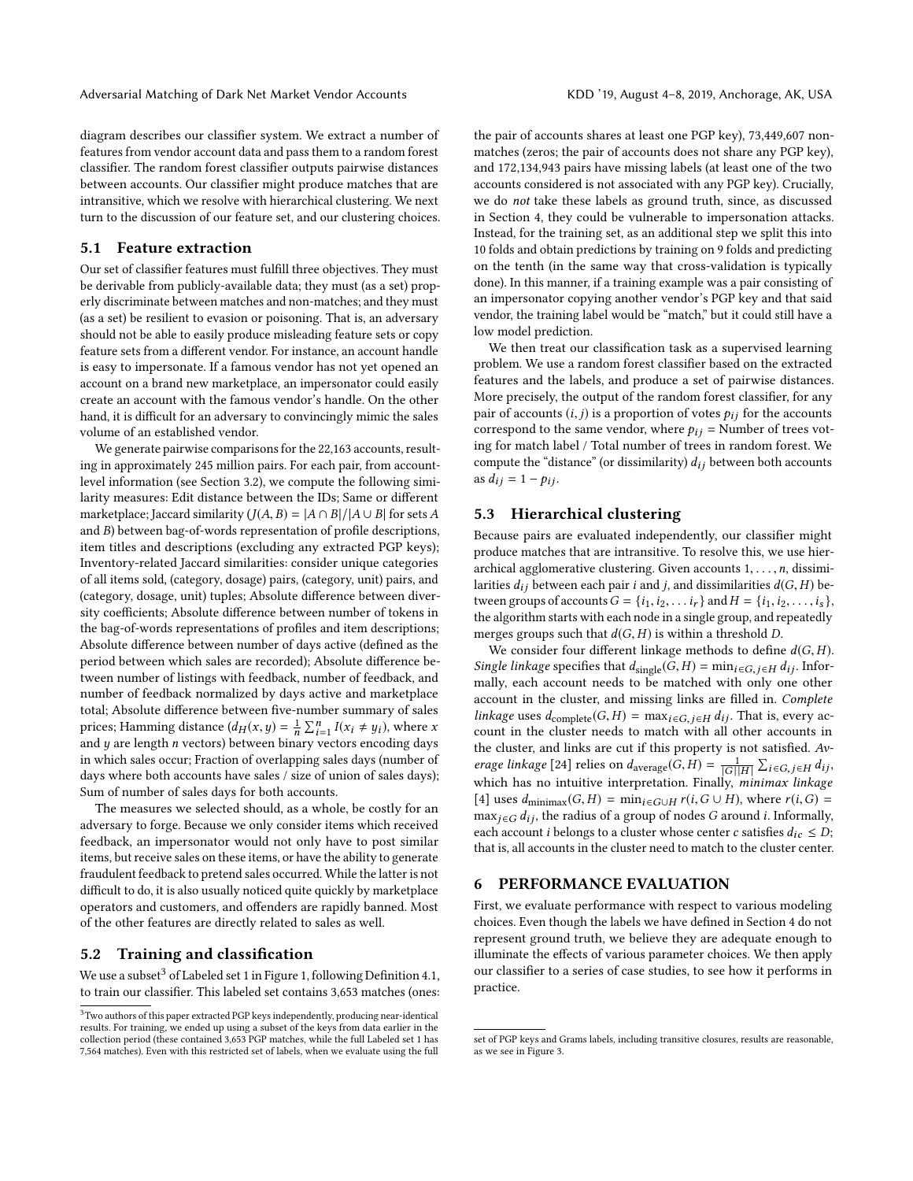diagram describes our classifier system. We extract a number of features from vendor account data and pass them to a random forest classifier. The random forest classifier outputs pairwise distances between accounts. Our classifier might produce matches that are intransitive, which we resolve with hierarchical clustering. We next turn to the discussion of our feature set, and our clustering choices.

## 5.1 Feature extraction

Our set of classifier features must fulfill three objectives. They must be derivable from publicly-available data; they must (as a set) properly discriminate between matches and non-matches; and they must (as a set) be resilient to evasion or poisoning. That is, an adversary should not be able to easily produce misleading feature sets or copy feature sets from a different vendor. For instance, an account handle is easy to impersonate. If a famous vendor has not yet opened an account on a brand new marketplace, an impersonator could easily create an account with the famous vendor's handle. On the other hand, it is difficult for an adversary to convincingly mimic the sales volume of an established vendor.

We generate pairwise comparisons for the 22,163 accounts, resulting in approximately 245 million pairs. For each pair, from account-level information (see Section 3.2), we compute the following similarity measures: Edit distance between the IDs; Same or different marketplace; Jaccard similarity ($J(A, B) = |A \cap B|/|A \cup B|$ for sets $A$ and $B$) between bag-of-words representation of profile descriptions, item titles and descriptions (excluding any extracted PGP keys); Inventory-related Jaccard similarities: consider unique categories of all items sold, (category, dosage) pairs, (category, unit) pairs, and (category, dosage, unit) tuples; Absolute difference between diversity coefficients; Absolute difference between number of tokens in the bag-of-words representations of profiles and item descriptions; Absolute difference between number of days active (defined as the period between which sales are recorded); Absolute difference between number of listings with feedback, number of feedback, and number of feedback normalized by days active and marketplace total; Absolute difference between five-number summary of sales prices; Hamming distance ($d_H(x, y) = \frac{1}{n}\sum_{i=1}^{n} I(x_i \neq y_i)$, where $x$ and $y$ are length $n$ vectors) between binary vectors encoding days in which sales occur; Fraction of overlapping sales days (number of days where both accounts have sales / size of union of sales days); Sum of number of sales days for both accounts.

The measures we selected should, as a whole, be costly for an adversary to forge. Because we only consider items which received feedback, an impersonator would not only have to post similar items, but receive sales on these items, or have the ability to generate fraudulent feedback to pretend sales occurred. While the latter is not difficult to do, it is also usually noticed quite quickly by marketplace operators and customers, and offenders are rapidly banned. Most of the other features are directly related to sales as well.

## 5.2 Training and classification

We use a subset[3] of Labeled set 1 in Figure 1, following Definition 4.1, to train our classifier. This labeled set contains 3,653 matches (ones: the pair of accounts shares at least one PGP key), 73,449,607 non-matches (zeros; the pair of accounts does not share any PGP key), and 172,134,943 pairs have missing labels (at least one of the two accounts considered is not associated with any PGP key). Crucially, we do *not* take these labels as ground truth, since, as discussed in Section 4, they could be vulnerable to impersonation attacks. Instead, for the training set, as an additional step we split this into 10 folds and obtain predictions by training on 9 folds and predicting on the tenth (in the same way that cross-validation is typically done). In this manner, if a training example was a pair consisting of an impersonator copying another vendor's PGP key and that said vendor, the training label would be "match," but it could still have a low model prediction.

We then treat our classification task as a supervised learning problem. We use a random forest classifier based on the extracted features and the labels, and produce a set of pairwise distances. More precisely, the output of the random forest classifier, for any pair of accounts $(i, j)$ is a proportion of votes $p_{ij}$ for the accounts correspond to the same vendor, where $p_{ij}$ = Number of trees voting for match label / Total number of trees in random forest. We compute the "distance" (or dissimilarity) $d_{ij}$ between both accounts as $d_{ij} = 1 - p_{ij}$.

## 5.3 Hierarchical clustering

Because pairs are evaluated independently, our classifier might produce matches that are intransitive. To resolve this, we use hierarchical agglomerative clustering. Given accounts $1, \ldots, n$, dissimilarities $d_{ij}$ between each pair $i$ and $j$, and dissimilarities $d(G, H)$ between groups of accounts $G = \{i_1, i_2, \ldots i_r\}$ and $H = \{i_1, i_2, \ldots, i_s\}$, the algorithm starts with each node in a single group, and repeatedly merges groups such that $d(G, H)$ is within a threshold $D$.

We consider four different linkage methods to define $d(G, H)$. *Single linkage* specifies that $d_{\text{single}}(G, H) = \min_{i \in G, j \in H} d_{ij}$. Informally, each account needs to be matched with only one other account in the cluster, and missing links are filled in. *Complete linkage* uses $d_{\text{complete}}(G, H) = \max_{i \in G, j \in H} d_{ij}$. That is, every account in the cluster needs to match with all other accounts in the cluster, and links are cut if this property is not satisfied. *Average linkage* [24] relies on $d_{\text{average}}(G, H) = \frac{1}{|G||H|}\sum_{i \in G, j \in H} d_{ij}$, which has no intuitive interpretation. Finally, *minimax linkage* [4] uses $d_{\text{minimax}}(G, H) = \min_{i \in G \cup H} r(i, G \cup H)$, where $r(i, G) = \max_{j \in G} d_{ij}$, the radius of a group of nodes $G$ around $i$. Informally, each account $i$ belongs to a cluster whose center $c$ satisfies $d_{ic} \leq D$; that is, all accounts in the cluster need to match to the cluster center.

# 6 PERFORMANCE EVALUATION

First, we evaluate performance with respect to various modeling choices. Even though the labels we have defined in Section 4 do not represent ground truth, we believe they are adequate enough to illuminate the effects of various parameter choices. We then apply our classifier to a series of case studies, to see how it performs in practice.

[3] Two authors of this paper extracted PGP keys independently, producing near-identical results. For training, we ended up using a subset of the keys from data earlier in the collection period (these contained 3,653 PGP matches, while the full Labeled set 1 has 7,564 matches). Even with this restricted set of labels, when we evaluate using the full set of PGP keys and Grams labels, including transitive closures, results are reasonable, as we see in Figure 3.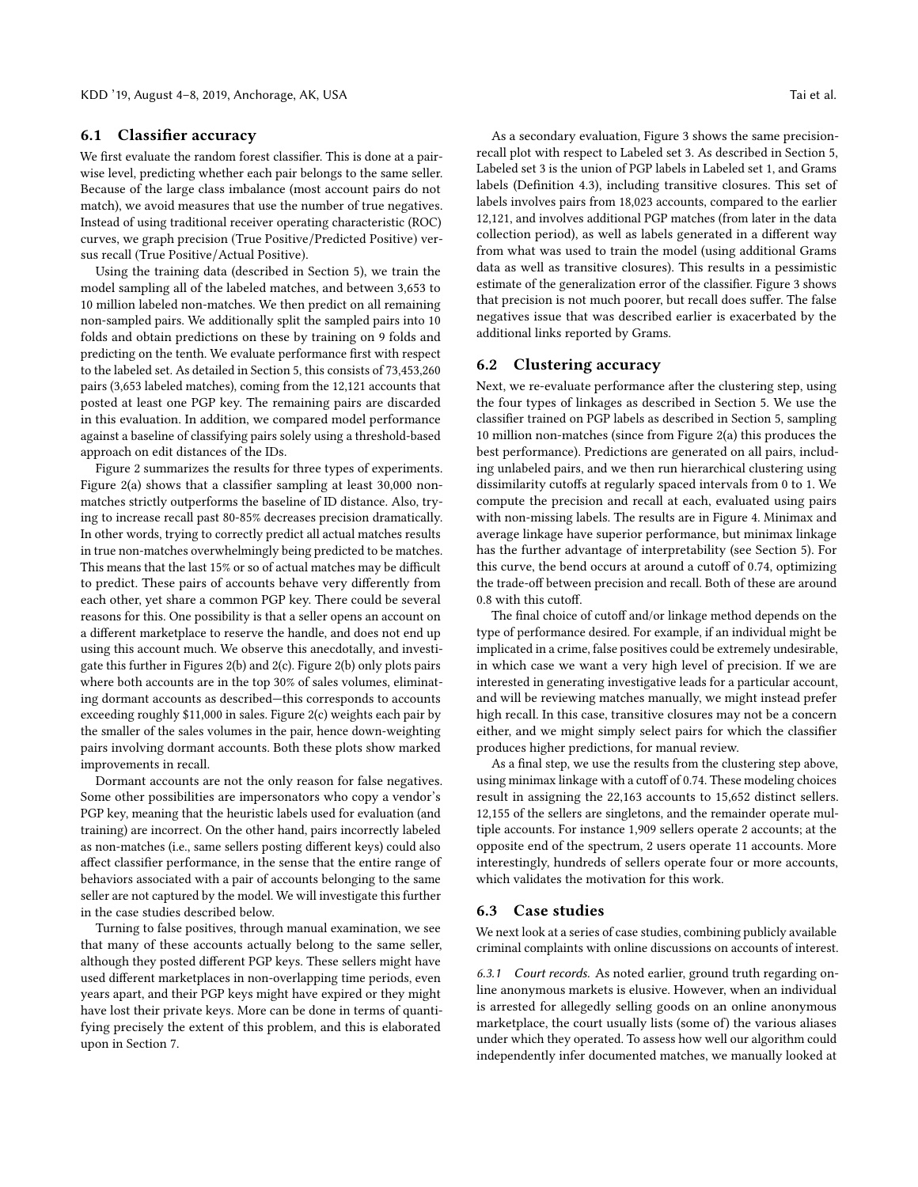## 6.1 Classifier accuracy

We first evaluate the random forest classifier. This is done at a pairwise level, predicting whether each pair belongs to the same seller. Because of the large class imbalance (most account pairs do not match), we avoid measures that use the number of true negatives. Instead of using traditional receiver operating characteristic (ROC) curves, we graph precision (True Positive/Predicted Positive) versus recall (True Positive/Actual Positive).

Using the training data (described in Section 5), we train the model sampling all of the labeled matches, and between 3,653 to 10 million labeled non-matches. We then predict on all remaining non-sampled pairs. We additionally split the sampled pairs into 10 folds and obtain predictions on these by training on 9 folds and predicting on the tenth. We evaluate performance first with respect to the labeled set. As detailed in Section 5, this consists of 73,453,260 pairs (3,653 labeled matches), coming from the 12,121 accounts that posted at least one PGP key. The remaining pairs are discarded in this evaluation. In addition, we compared model performance against a baseline of classifying pairs solely using a threshold-based approach on edit distances of the IDs.

Figure 2 summarizes the results for three types of experiments. Figure 2(a) shows that a classifier sampling at least 30,000 non-matches strictly outperforms the baseline of ID distance. Also, trying to increase recall past 80-85% decreases precision dramatically. In other words, trying to correctly predict all actual matches results in true non-matches overwhelmingly being predicted to be matches. This means that the last 15% or so of actual matches may be difficult to predict. These pairs of accounts behave very differently from each other, yet share a common PGP key. There could be several reasons for this. One possibility is that a seller opens an account on a different marketplace to reserve the handle, and does not end up using this account much. We observe this anecdotally, and investigate this further in Figures 2(b) and 2(c). Figure 2(b) only plots pairs where both accounts are in the top 30% of sales volumes, eliminating dormant accounts as described—this corresponds to accounts exceeding roughly \$11,000 in sales. Figure 2(c) weights each pair by the smaller of the sales volumes in the pair, hence down-weighting pairs involving dormant accounts. Both these plots show marked improvements in recall.

Dormant accounts are not the only reason for false negatives. Some other possibilities are impersonators who copy a vendor's PGP key, meaning that the heuristic labels used for evaluation (and training) are incorrect. On the other hand, pairs incorrectly labeled as non-matches (i.e., same sellers posting different keys) could also affect classifier performance, in the sense that the entire range of behaviors associated with a pair of accounts belonging to the same seller are not captured by the model. We will investigate this further in the case studies described below.

Turning to false positives, through manual examination, we see that many of these accounts actually belong to the same seller, although they posted different PGP keys. These sellers might have used different marketplaces in non-overlapping time periods, even years apart, and their PGP keys might have expired or they might have lost their private keys. More can be done in terms of quantifying precisely the extent of this problem, and this is elaborated upon in Section 7.

As a secondary evaluation, Figure 3 shows the same precision-recall plot with respect to Labeled set 3. As described in Section 5, Labeled set 3 is the union of PGP labels in Labeled set 1, and Grams labels (Definition 4.3), including transitive closures. This set of labels involves pairs from 18,023 accounts, compared to the earlier 12,121, and involves additional PGP matches (from later in the data collection period), as well as labels generated in a different way from what was used to train the model (using additional Grams data as well as transitive closures). This results in a pessimistic estimate of the generalization error of the classifier. Figure 3 shows that precision is not much poorer, but recall does suffer. The false negatives issue that was described earlier is exacerbated by the additional links reported by Grams.

## 6.2 Clustering accuracy

Next, we re-evaluate performance after the clustering step, using the four types of linkages as described in Section 5. We use the classifier trained on PGP labels as described in Section 5, sampling 10 million non-matches (since from Figure 2(a) this produces the best performance). Predictions are generated on all pairs, including unlabeled pairs, and we then run hierarchical clustering using dissimilarity cutoffs at regularly spaced intervals from 0 to 1. We compute the precision and recall at each, evaluated using pairs with non-missing labels. The results are in Figure 4. Minimax and average linkage have superior performance, but minimax linkage has the further advantage of interpretability (see Section 5). For this curve, the bend occurs at around a cutoff of 0.74, optimizing the trade-off between precision and recall. Both of these are around 0.8 with this cutoff.

The final choice of cutoff and/or linkage method depends on the type of performance desired. For example, if an individual might be implicated in a crime, false positives could be extremely undesirable, in which case we want a very high level of precision. If we are interested in generating investigative leads for a particular account, and will be reviewing matches manually, we might instead prefer high recall. In this case, transitive closures may not be a concern either, and we might simply select pairs for which the classifier produces higher predictions, for manual review.

As a final step, we use the results from the clustering step above, using minimax linkage with a cutoff of 0.74. These modeling choices result in assigning the 22,163 accounts to 15,652 distinct sellers. 12,155 of the sellers are singletons, and the remainder operate multiple accounts. For instance 1,909 sellers operate 2 accounts; at the opposite end of the spectrum, 2 users operate 11 accounts. More interestingly, hundreds of sellers operate four or more accounts, which validates the motivation for this work.

## 6.3 Case studies

We next look at a series of case studies, combining publicly available criminal complaints with online discussions on accounts of interest.

*6.3.1 Court records.* As noted earlier, ground truth regarding online anonymous markets is elusive. However, when an individual is arrested for allegedly selling goods on an online anonymous marketplace, the court usually lists (some of) the various aliases under which they operated. To assess how well our algorithm could independently infer documented matches, we manually looked at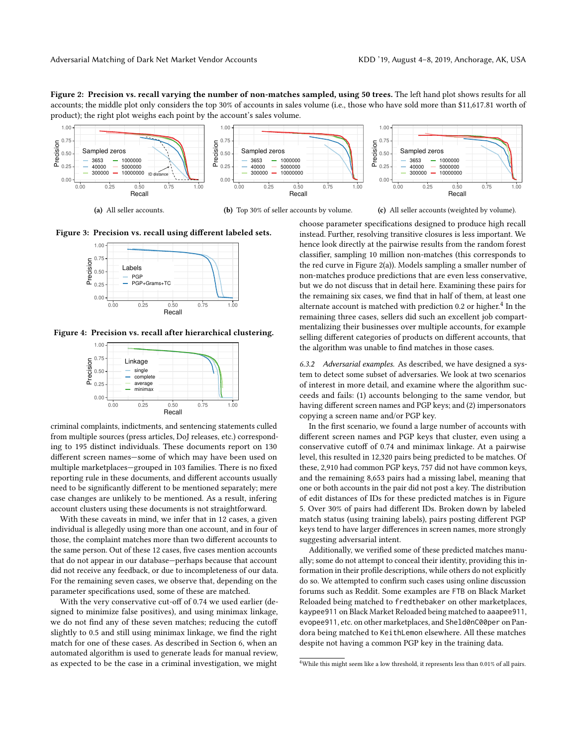**Figure 2: Precision vs. recall varying the number of non-matches sampled, using 50 trees.** The left hand plot shows results for all accounts; the middle plot only considers the top 30% of accounts in sales volume (i.e., those who have sold more than $11,617.81 worth of product); the right plot weighs each point by the account's sales volume.

**(a)** All seller accounts.

**(b)** Top 30% of seller accounts by volume.

**(c)** All seller accounts (weighted by volume).

**Figure 3: Precision vs. recall using different labeled sets.**

**Figure 4: Precision vs. recall after hierarchical clustering.**

criminal complaints, indictments, and sentencing statements culled from multiple sources (press articles, DoJ releases, etc.) corresponding to 195 distinct individuals. These documents report on 130 different screen names—some of which may have been used on multiple marketplaces—grouped in 103 families. There is no fixed reporting rule in these documents, and different accounts usually need to be significantly different to be mentioned separately; mere case changes are unlikely to be mentioned. As a result, infering account clusters using these documents is not straightforward.

With these caveats in mind, we infer that in 12 cases, a given individual is allegedly using more than one account, and in four of those, the complaint matches more than two different accounts to the same person. Out of these 12 cases, five cases mention accounts that do not appear in our database—perhaps because that account did not receive any feedback, or due to incompleteness of our data. For the remaining seven cases, we observe that, depending on the parameter specifications used, some of these are matched.

With the very conservative cut-off of 0.74 we used earlier (designed to minimize false positives), and using minimax linkage, we do not find any of these seven matches; reducing the cutoff slightly to 0.5 and still using minimax linkage, we find the right match for one of these cases. As described in Section 6, when an automated algorithm is used to generate leads for manual review, as expected to be the case in a criminal investigation, we might choose parameter specifications designed to produce high recall instead. Further, resolving transitive closures is less important. We hence look directly at the pairwise results from the random forest classifier, sampling 10 million non-matches (this corresponds to the red curve in Figure 2(a)). Models sampling a smaller number of non-matches produce predictions that are even less conservative, but we do not discuss that in detail here. Examining these pairs for the remaining six cases, we find that in half of them, at least one alternate account is matched with prediction 0.2 or higher.[4] In the remaining three cases, sellers did such an excellent job compartmentalizing their businesses over multiple accounts, for example selling different categories of products on different accounts, that the algorithm was unable to find matches in those cases.

*6.3.2 Adversarial examples.* As described, we have designed a system to detect some subset of adversaries. We look at two scenarios of interest in more detail, and examine where the algorithm succeeds and fails: (1) accounts belonging to the same vendor, but having different screen names and PGP keys; and (2) impersonators copying a screen name and/or PGP key.

In the first scenario, we found a large number of accounts with different screen names and PGP keys that cluster, even using a conservative cutoff of 0.74 and minimax linkage. At a pairwise level, this resulted in 12,320 pairs being predicted to be matches. Of these, 2,910 had common PGP keys, 757 did not have common keys, and the remaining 8,653 pairs had a missing label, meaning that one or both accounts in the pair did not post a key. The distribution of edit distances of IDs for these predicted matches is in Figure 5. Over 30% of pairs had different IDs. Broken down by labeled match status (using training labels), pairs posting different PGP keys tend to have larger differences in screen names, more strongly suggesting adversarial intent.

Additionally, we verified some of these predicted matches manually; some do not attempt to conceal their identity, providing this information in their profile descriptions, while others do not explicitly do so. We attempted to confirm such cases using online discussion forums such as Reddit. Some examples are `FTB` on Black Market Reloaded being matched to `fredthebaker` on other marketplaces, `kaypee911` on Black Market Reloaded being matched to `aaapee911`, `evopee911`, etc. on other marketplaces, and `Sheld0nC00per` on Pandora being matched to `KeithLemon` elsewhere. All these matches despite not having a common PGP key in the training data.

[4] While this might seem like a low threshold, it represents less than 0.01% of all pairs.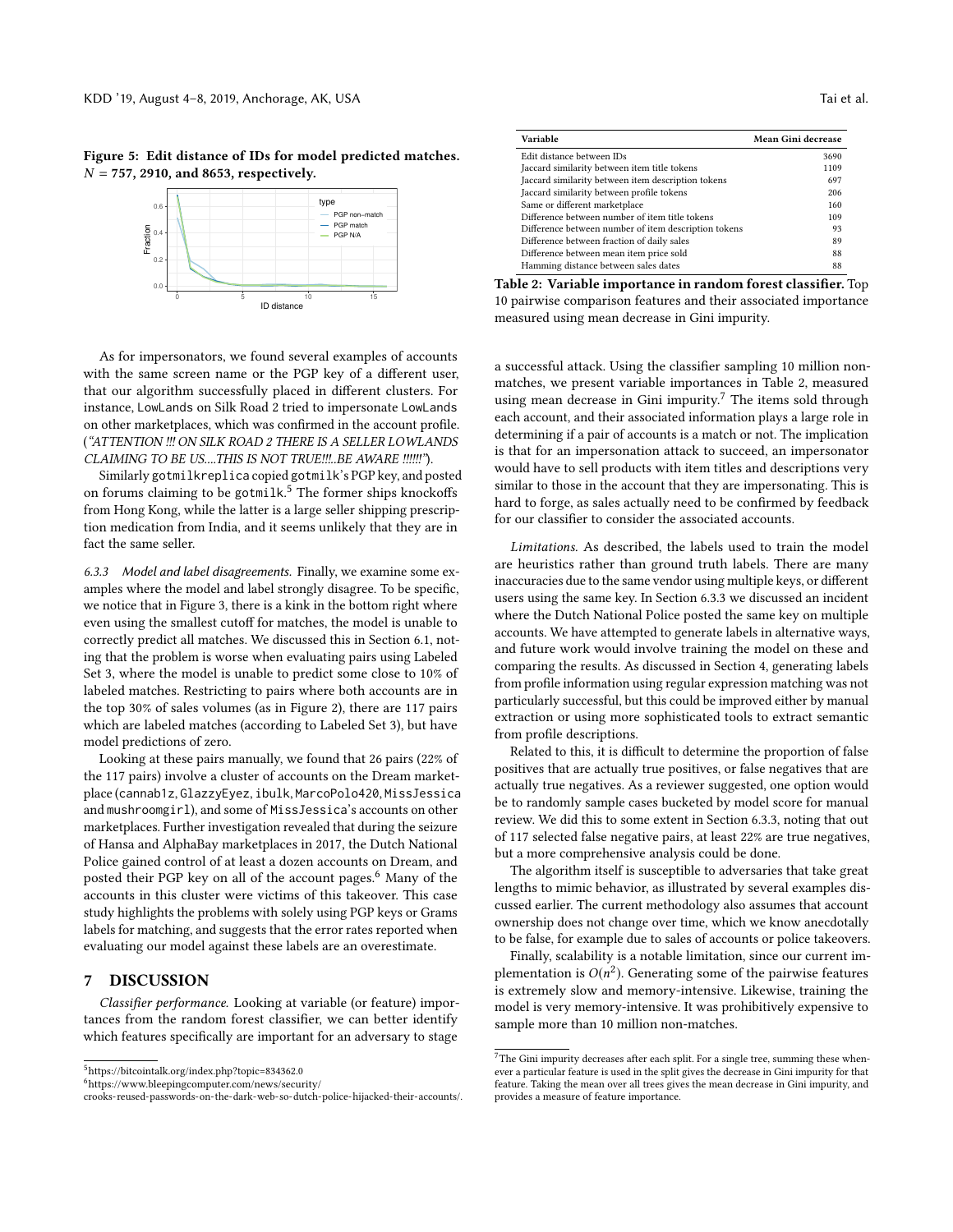Figure 5: **Edit distance of IDs for model predicted matches.** $N$ = **757, 2910, and 8653, respectively.**

As for impersonators, we found several examples of accounts with the same screen name or the PGP key of a different user, that our algorithm successfully placed in different clusters. For instance, LowLands on Silk Road 2 tried to impersonate LowLands on other marketplaces, which was confirmed in the account profile. (*"ATTENTION !!! ON SILK ROAD 2 THERE IS A SELLER LOWLANDS CLAIMING TO BE US....THIS IS NOT TRUE!!!..BE AWARE !!!!!!"*).

Similarly gotmilkreplica copied gotmilk's PGP key, and posted on forums claiming to be gotmilk.[5] The former ships knockoffs from Hong Kong, while the latter is a large seller shipping prescription medication from India, and it seems unlikely that they are in fact the same seller.

*6.3.3 Model and label disagreements.* Finally, we examine some examples where the model and label strongly disagree. To be specific, we notice that in Figure 3, there is a kink in the bottom right where even using the smallest cutoff for matches, the model is unable to correctly predict all matches. We discussed this in Section 6.1, noting that the problem is worse when evaluating pairs using Labeled Set 3, where the model is unable to predict some close to 10% of labeled matches. Restricting to pairs where both accounts are in the top 30% of sales volumes (as in Figure 2), there are 117 pairs which are labeled matches (according to Labeled Set 3), but have model predictions of zero.

Looking at these pairs manually, we found that 26 pairs (22% of the 117 pairs) involve a cluster of accounts on the Dream marketplace (cannab1z, GlazzyEyez, ibulk, MarcoPolo420, MissJessica and mushroomgirl), and some of MissJessica's accounts on other marketplaces. Further investigation revealed that during the seizure of Hansa and AlphaBay marketplaces in 2017, the Dutch National Police gained control of at least a dozen accounts on Dream, and posted their PGP key on all of the account pages.[6] Many of the accounts in this cluster were victims of this takeover. This case study highlights the problems with solely using PGP keys or Grams labels for matching, and suggests that the error rates reported when evaluating our model against these labels are an overestimate.

## 7 DISCUSSION

*Classifier performance.* Looking at variable (or feature) importances from the random forest classifier, we can better identify which features specifically are important for an adversary to stage a successful attack. Using the classifier sampling 10 million non-matches, we present variable importances in Table 2, measured using mean decrease in Gini impurity.[7] The items sold through each account, and their associated information plays a large role in determining if a pair of accounts is a match or not. The implication is that for an impersonation attack to succeed, an impersonator would have to sell products with item titles and descriptions very similar to those in the account that they are impersonating. This is hard to forge, as sales actually need to be confirmed by feedback for our classifier to consider the associated accounts.

| Variable | Mean Gini decrease |
|---|---|
| Edit distance between IDs | 3690 |
| Jaccard similarity between item title tokens | 1109 |
| Jaccard similarity between item description tokens | 697 |
| Jaccard similarity between profile tokens | 206 |
| Same or different marketplace | 160 |
| Difference between number of item title tokens | 109 |
| Difference between number of item description tokens | 93 |
| Difference between fraction of daily sales | 89 |
| Difference between mean item price sold | 88 |
| Hamming distance between sales dates | 88 |

**Table 2: Variable importance in random forest classifier.** Top 10 pairwise comparison features and their associated importance measured using mean decrease in Gini impurity.

*Limitations.* As described, the labels used to train the model are heuristics rather than ground truth labels. There are many inaccuracies due to the same vendor using multiple keys, or different users using the same key. In Section 6.3.3 we discussed an incident where the Dutch National Police posted the same key on multiple accounts. We have attempted to generate labels in alternative ways, and future work would involve training the model on these and comparing the results. As discussed in Section 4, generating labels from profile information using regular expression matching was not particularly successful, but this could be improved either by manual extraction or using more sophisticated tools to extract semantic from profile descriptions.

Related to this, it is difficult to determine the proportion of false positives that are actually true positives, or false negatives that are actually true negatives. As a reviewer suggested, one option would be to randomly sample cases bucketed by model score for manual review. We did this to some extent in Section 6.3.3, noting that out of 117 selected false negative pairs, at least 22% are true negatives, but a more comprehensive analysis could be done.

The algorithm itself is susceptible to adversaries that take great lengths to mimic behavior, as illustrated by several examples discussed earlier. The current methodology also assumes that account ownership does not change over time, which we know anecdotally to be false, for example due to sales of accounts or police takeovers.

Finally, scalability is a notable limitation, since our current implementation is $O(n^2)$. Generating some of the pairwise features is extremely slow and memory-intensive. Likewise, training the model is very memory-intensive. It was prohibitively expensive to sample more than 10 million non-matches.

[5] https://bitcointalk.org/index.php?topic=834362.0

[6] https://www.bleepingcomputer.com/news/security/crooks-reused-passwords-on-the-dark-web-so-dutch-police-hijacked-their-accounts/.

[7] The Gini impurity decreases after each split. For a single tree, summing these whenever a particular feature is used in the split gives the decrease in Gini impurity for that feature. Taking the mean over all trees gives the mean decrease in Gini impurity, and provides a measure of feature importance.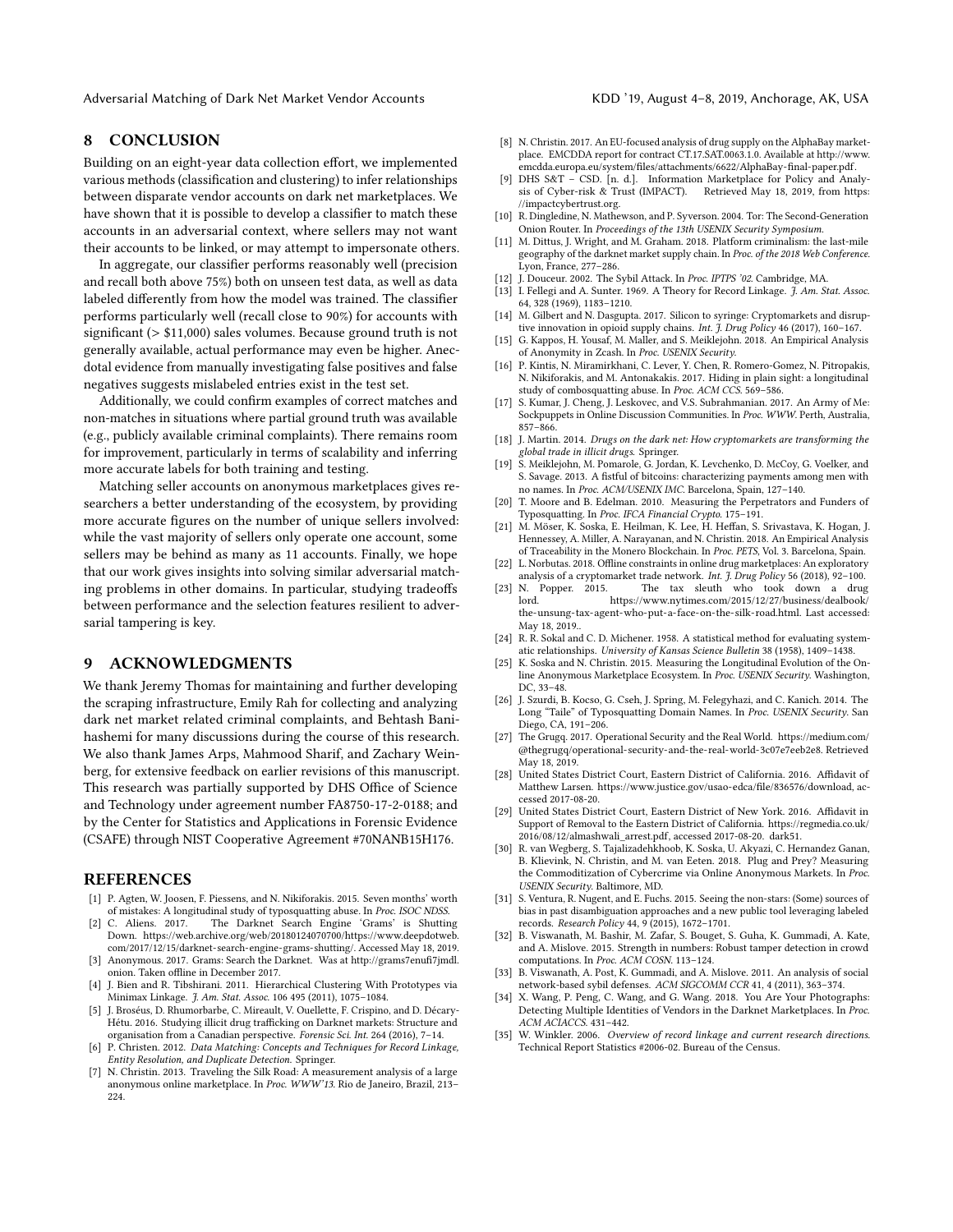## 8 CONCLUSION

Building on an eight-year data collection effort, we implemented various methods (classification and clustering) to infer relationships between disparate vendor accounts on dark net marketplaces. We have shown that it is possible to develop a classifier to match these accounts in an adversarial context, where sellers may not want their accounts to be linked, or may attempt to impersonate others.

In aggregate, our classifier performs reasonably well (precision and recall both above 75%) both on unseen test data, as well as data labeled differently from how the model was trained. The classifier performs particularly well (recall close to 90%) for accounts with significant (> $11,000) sales volumes. Because ground truth is not generally available, actual performance may even be higher. Anecdotal evidence from manually investigating false positives and false negatives suggests mislabeled entries exist in the test set.

Additionally, we could confirm examples of correct matches and non-matches in situations where partial ground truth was available (e.g., publicly available criminal complaints). There remains room for improvement, particularly in terms of scalability and inferring more accurate labels for both training and testing.

Matching seller accounts on anonymous marketplaces gives researchers a better understanding of the ecosystem, by providing more accurate figures on the number of unique sellers involved: while the vast majority of sellers only operate one account, some sellers may be behind as many as 11 accounts. Finally, we hope that our work gives insights into solving similar adversarial matching problems in other domains. In particular, studying tradeoffs between performance and the selection features resilient to adversarial tampering is key.

## 9 ACKNOWLEDGMENTS

We thank Jeremy Thomas for maintaining and further developing the scraping infrastructure, Emily Rah for collecting and analyzing dark net market related criminal complaints, and Behtash Banihashemi for many discussions during the course of this research. We also thank James Arps, Mahmood Sharif, and Zachary Weinberg, for extensive feedback on earlier revisions of this manuscript. This research was partially supported by DHS Office of Science and Technology under agreement number FA8750-17-2-0188; and by the Center for Statistics and Applications in Forensic Evidence (CSAFE) through NIST Cooperative Agreement #70NANB15H176.

## REFERENCES

[1] P. Agten, W. Joosen, F. Piessens, and N. Nikiforakis. 2015. Seven months' worth of mistakes: A longitudinal study of typosquatting abuse. In *Proc. ISOC NDSS*.

[2] C. Aliens. 2017. The Darknet Search Engine 'Grams' is Shutting Down. https://web.archive.org/web/20180124070700/https://www.deepdotweb.com/2017/12/15/darknet-search-engine-grams-shutting/. Accessed May 18, 2019.

[3] Anonymous. 2017. Grams: Search the Darknet. Was at http://grams7enufi7jmdl.onion. Taken offline in December 2017.

[4] J. Bien and R. Tibshirani. 2011. Hierarchical Clustering With Prototypes via Minimax Linkage. *J. Am. Stat. Assoc.* 106 495 (2011), 1075–1084.

[5] J. Broséus, D. Rhumorbarbe, C. Mireault, V. Ouellette, F. Crispino, and D. Décary-Hétu. 2016. Studying illicit drug trafficking on Darknet markets: Structure and organisation from a Canadian perspective. *Forensic Sci. Int.* 264 (2016), 7–14.

[6] P. Christen. 2012. *Data Matching: Concepts and Techniques for Record Linkage, Entity Resolution, and Duplicate Detection.* Springer.

[7] N. Christin. 2013. Traveling the Silk Road: A measurement analysis of a large anonymous online marketplace. In *Proc. WWW'13*. Rio de Janeiro, Brazil, 213–224.

[8] N. Christin. 2017. An EU-focused analysis of drug supply on the AlphaBay marketplace. EMCDDA report for contract CT.17.SAT.0063.1.0. Available at http://www.emcdda.europa.eu/system/files/attachments/6622/AlphaBay-final-paper.pdf.

[9] DHS S&T – CSD. [n. d.]. Information Marketplace for Policy and Analysis of Cyber-risk & Trust (IMPACT). Retrieved May 18, 2019, from https://impactcybertrust.org.

[10] R. Dingledine, N. Mathewson, and P. Syverson. 2004. Tor: The Second-Generation Onion Router. In *Proceedings of the 13th USENIX Security Symposium*.

[11] M. Dittus, J. Wright, and M. Graham. 2018. Platform criminalism: the last-mile geography of the darknet market supply chain. In *Proc. of the 2018 Web Conference.* Lyon, France, 277–286.

[12] J. Douceur. 2002. The Sybil Attack. In *Proc. IPTPS '02*. Cambridge, MA.

[13] I. Fellegi and A. Sunter. 1969. A Theory for Record Linkage. *J. Am. Stat. Assoc.* 64, 328 (1969), 1183–1210.

[14] M. Gilbert and N. Dasgupta. 2017. Silicon to syringe: Cryptomarkets and disruptive innovation in opioid supply chains. *Int. J. Drug Policy* 46 (2017), 160–167.

[15] G. Kappos, H. Yousaf, M. Maller, and S. Meiklejohn. 2018. An Empirical Analysis of Anonymity in Zcash. In *Proc. USENIX Security*.

[16] P. Kintis, N. Miramirkhani, C. Lever, Y. Chen, R. Romero-Gomez, N. Pitropakis, N. Nikiforakis, and M. Antonakakis. 2017. Hiding in plain sight: a longitudinal study of combosquatting abuse. In *Proc. ACM CCS*. 569–586.

[17] S. Kumar, J. Cheng, J. Leskovec, and V.S. Subrahmanian. 2017. An Army of Me: Sockpuppets in Online Discussion Communities. In *Proc. WWW*. Perth, Australia, 857–866.

[18] J. Martin. 2014. *Drugs on the dark net: How cryptomarkets are transforming the global trade in illicit drugs.* Springer.

[19] S. Meiklejohn, M. Pomarole, G. Jordan, K. Levchenko, D. McCoy, G. Voelker, and S. Savage. 2013. A fistful of bitcoins: characterizing payments among men with no names. In *Proc. ACM/USENIX IMC*. Barcelona, Spain, 127–140.

[20] T. Moore and B. Edelman. 2010. Measuring the Perpetrators and Funders of Typosquatting. In *Proc. IFCA Financial Crypto*. 175–191.

[21] M. Möser, K. Soska, E. Heilman, K. Lee, H. Heffan, S. Srivastava, K. Hogan, J. Hennessey, A. Miller, A. Narayanan, and N. Christin. 2018. An Empirical Analysis of Traceability in the Monero Blockchain. In *Proc. PETS*, Vol. 3. Barcelona, Spain.

[22] L. Norbutas. 2018. Offline constraints in online drug marketplaces: An exploratory analysis of a cryptomarket trade network. *Int. J. Drug Policy* 56 (2018), 92–100.

[23] N. Popper. 2015. The tax sleuth who took down a drug lord. https://www.nytimes.com/2015/12/27/business/dealbook/the-unsung-tax-agent-who-put-a-face-on-the-silk-road.html. Last accessed: May 18, 2019..

[24] R. R. Sokal and C. D. Michener. 1958. A statistical method for evaluating systematic relationships. *University of Kansas Science Bulletin* 38 (1958), 1409–1438.

[25] K. Soska and N. Christin. 2015. Measuring the Longitudinal Evolution of the Online Anonymous Marketplace Ecosystem. In *Proc. USENIX Security*. Washington, DC, 33–48.

[26] J. Szurdi, B. Kocso, G. Cseh, J. Spring, M. Felegyhazi, and C. Kanich. 2014. The Long "Taile" of Typosquatting Domain Names. In *Proc. USENIX Security*. San Diego, CA, 191–206.

[27] The Grugq. 2017. Operational Security and the Real World. https://medium.com/@thegrugq/operational-security-and-the-real-world-3c07e7eeb2e8. Retrieved May 18, 2019.

[28] United States District Court, Eastern District of California. 2016. Affidavit of Matthew Larsen. https://www.justice.gov/usao-edca/file/836576/download, accessed 2017-08-20.

[29] United States District Court, Eastern District of New York. 2016. Affidavit in Support of Removal to the Eastern District of California. https://regmedia.co.uk/2016/08/12/almashwali_arrest.pdf, accessed 2017-08-20. dark51.

[30] R. van Wegberg, S. Tajalizadehkhoob, K. Soska, U. Akyazi, C. Hernandez Ganan, B. Klievink, N. Christin, and M. van Eeten. 2018. Plug and Prey? Measuring the Commoditization of Cybercrime via Online Anonymous Markets. In *Proc. USENIX Security*. Baltimore, MD.

[31] S. Ventura, R. Nugent, and E. Fuchs. 2015. Seeing the non-stars: (Some) sources of bias in past disambiguation approaches and a new public tool leveraging labeled records. *Research Policy* 44, 9 (2015), 1672–1701.

[32] B. Viswanath, M. Bashir, M. Zafar, S. Bouget, S. Guha, K. Gummadi, A. Kate, and A. Mislove. 2015. Strength in numbers: Robust tamper detection in crowd computations. In *Proc. ACM COSN*. 113–124.

[33] B. Viswanath, A. Post, K. Gummadi, and A. Mislove. 2011. An analysis of social network-based sybil defenses. *ACM SIGCOMM CCR* 41, 4 (2011), 363–374.

[34] X. Wang, P. Peng, C. Wang, and G. Wang. 2018. You Are Your Photographs: Detecting Multiple Identities of Vendors in the Darknet Marketplaces. In *Proc. ACM ACIACCS*. 431–442.

[35] W. Winkler. 2006. *Overview of record linkage and current research directions.* Technical Report Statistics #2006-02. Bureau of the Census.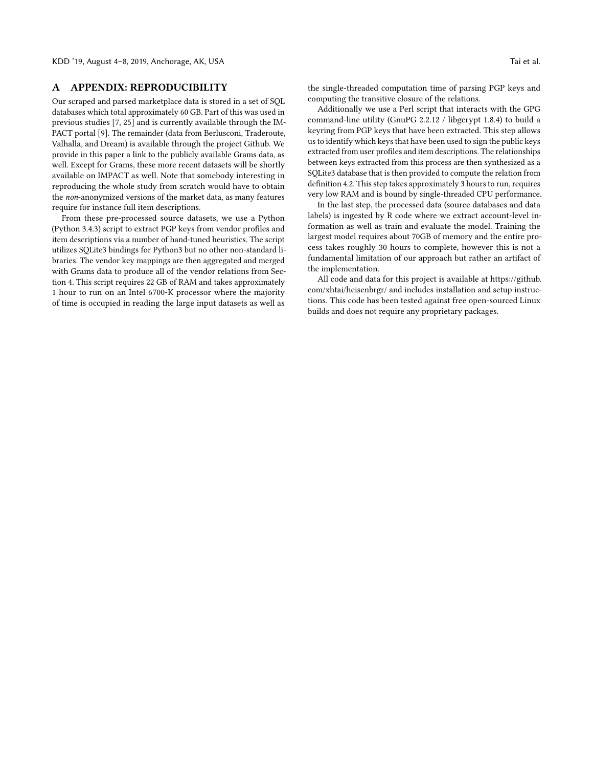# A APPENDIX: REPRODUCIBILITY

Our scraped and parsed marketplace data is stored in a set of SQL databases which total approximately 60 GB. Part of this was used in previous studies [7, 25] and is currently available through the IMPACT portal [9]. The remainder (data from Berlusconi, Traderoute, Valhalla, and Dream) is available through the project Github. We provide in this paper a link to the publicly available Grams data, as well. Except for Grams, these more recent datasets will be shortly available on IMPACT as well. Note that somebody interesting in reproducing the whole study from scratch would have to obtain the *non*-anonymized versions of the market data, as many features require for instance full item descriptions.

From these pre-processed source datasets, we use a Python (Python 3.4.3) script to extract PGP keys from vendor profiles and item descriptions via a number of hand-tuned heuristics. The script utilizes SQLite3 bindings for Python3 but no other non-standard libraries. The vendor key mappings are then aggregated and merged with Grams data to produce all of the vendor relations from Section 4. This script requires 22 GB of RAM and takes approximately 1 hour to run on an Intel 6700-K processor where the majority of time is occupied in reading the large input datasets as well as the single-threaded computation time of parsing PGP keys and computing the transitive closure of the relations.

Additionally we use a Perl script that interacts with the GPG command-line utility (GnuPG 2.2.12 / libgcrypt 1.8.4) to build a keyring from PGP keys that have been extracted. This step allows us to identify which keys that have been used to sign the public keys extracted from user profiles and item descriptions. The relationships between keys extracted from this process are then synthesized as a SQLite3 database that is then provided to compute the relation from definition 4.2. This step takes approximately 3 hours to run, requires very low RAM and is bound by single-threaded CPU performance.

In the last step, the processed data (source databases and data labels) is ingested by R code where we extract account-level information as well as train and evaluate the model. Training the largest model requires about 70GB of memory and the entire process takes roughly 30 hours to complete, however this is not a fundamental limitation of our approach but rather an artifact of the implementation.

All code and data for this project is available at https://github.com/xhtai/heisenbrgr/ and includes installation and setup instructions. This code has been tested against free open-sourced Linux builds and does not require any proprietary packages.